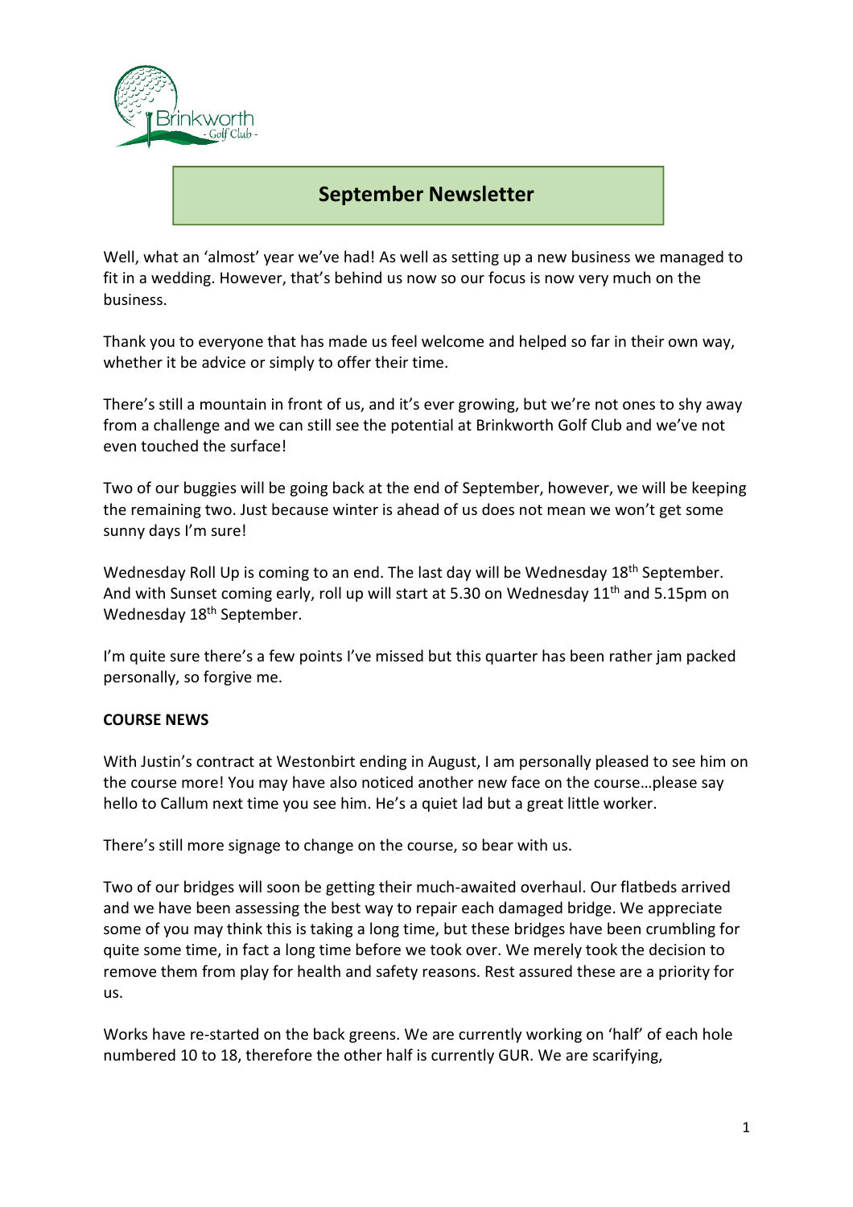# September Newsletter

Well, what an 'almost' year we've had! As well as setting up a new business we managed to fit in a wedding. However, that's behind us now so our focus is now very much on the business.

Thank you to everyone that has made us feel welcome and helped so far in their own way, whether it be advice or simply to offer their time.

There's still a mountain in front of us, and it's ever growing, but we're not ones to shy away from a challenge and we can still see the potential at Brinkworth Golf Club and we've not even touched the surface!

Two of our buggies will be going back at the end of September, however, we will be keeping the remaining two. Just because winter is ahead of us does not mean we won't get some sunny days I'm sure!

Wednesday Roll Up is coming to an end. The last day will be Wednesday 18th September. And with Sunset coming early, roll up will start at 5.30 on Wednesday 11th and 5.15pm on Wednesday 18th September.

I'm quite sure there's a few points I've missed but this quarter has been rather jam packed personally, so forgive me.

**COURSE NEWS**

With Justin's contract at Westonbirt ending in August, I am personally pleased to see him on the course more! You may have also noticed another new face on the course…please say hello to Callum next time you see him. He's a quiet lad but a great little worker.

There's still more signage to change on the course, so bear with us.

Two of our bridges will soon be getting their much-awaited overhaul. Our flatbeds arrived and we have been assessing the best way to repair each damaged bridge. We appreciate some of you may think this is taking a long time, but these bridges have been crumbling for quite some time, in fact a long time before we took over. We merely took the decision to remove them from play for health and safety reasons. Rest assured these are a priority for us.

Works have re-started on the back greens. We are currently working on 'half' of each hole numbered 10 to 18, therefore the other half is currently GUR. We are scarifying,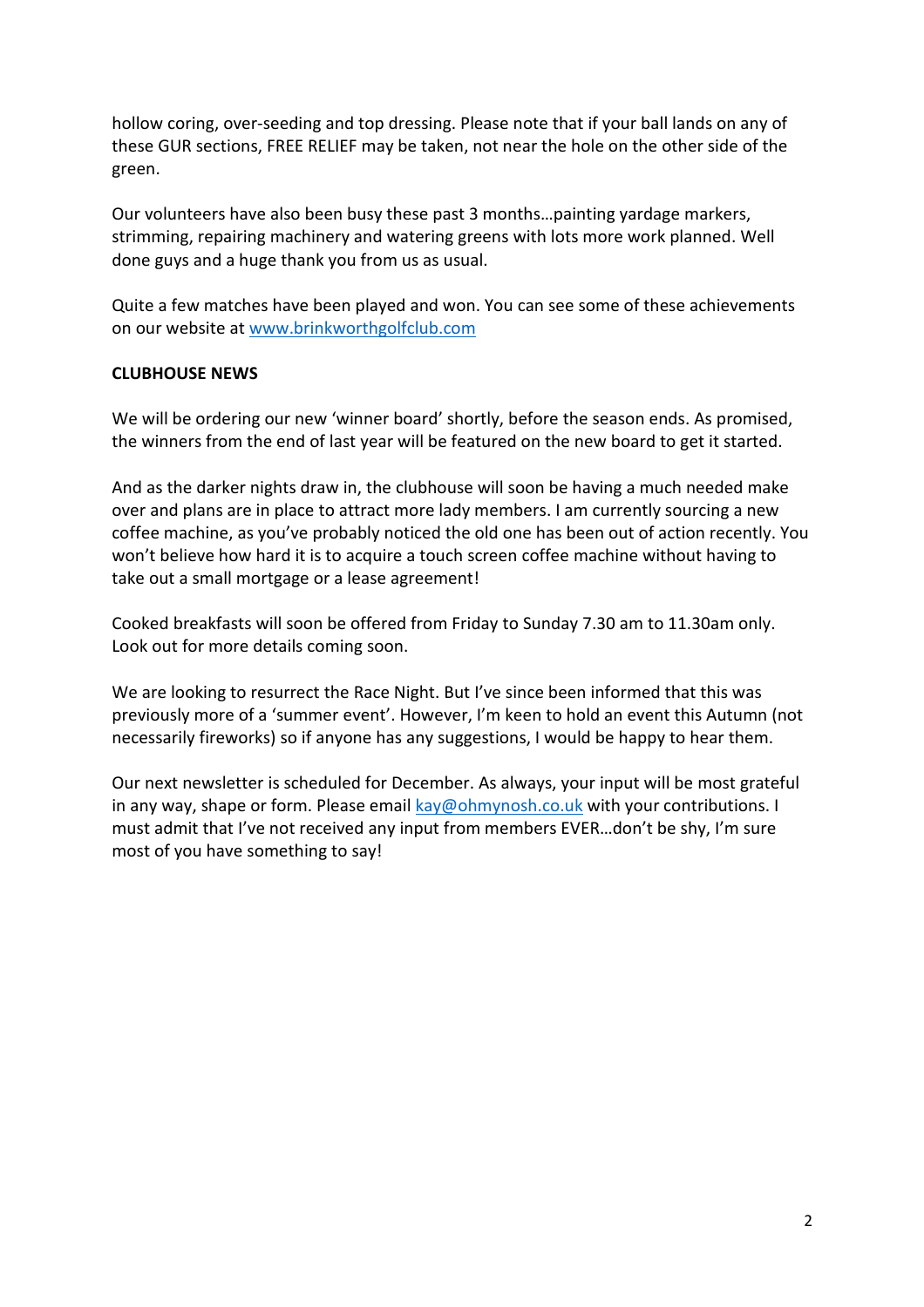hollow coring, over-seeding and top dressing. Please note that if your ball lands on any of these GUR sections, FREE RELIEF may be taken, not near the hole on the other side of the green.

Our volunteers have also been busy these past 3 months…painting yardage markers, strimming, repairing machinery and watering greens with lots more work planned. Well done guys and a huge thank you from us as usual.

Quite a few matches have been played and won. You can see some of these achievements on our website at [www.brinkworthgolfclub.com](http://www.brinkworthgolfclub.com)

**CLUBHOUSE NEWS**

We will be ordering our new 'winner board' shortly, before the season ends. As promised, the winners from the end of last year will be featured on the new board to get it started.

And as the darker nights draw in, the clubhouse will soon be having a much needed make over and plans are in place to attract more lady members. I am currently sourcing a new coffee machine, as you've probably noticed the old one has been out of action recently. You won't believe how hard it is to acquire a touch screen coffee machine without having to take out a small mortgage or a lease agreement!

Cooked breakfasts will soon be offered from Friday to Sunday 7.30 am to 11.30am only. Look out for more details coming soon.

We are looking to resurrect the Race Night. But I've since been informed that this was previously more of a 'summer event'. However, I'm keen to hold an event this Autumn (not necessarily fireworks) so if anyone has any suggestions, I would be happy to hear them.

Our next newsletter is scheduled for December. As always, your input will be most grateful in any way, shape or form. Please email [kay@ohmynosh.co.uk](mailto:kay@ohmynosh.co.uk) with your contributions. I must admit that I've not received any input from members EVER…don't be shy, I'm sure most of you have something to say!